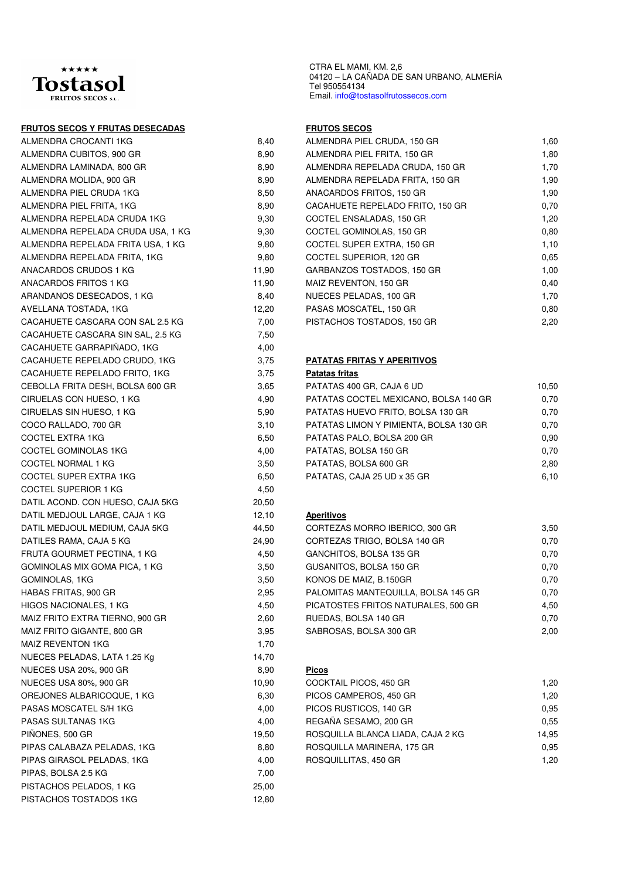**Tostasol**
FRUTOS SECOS S.L.

CTRA EL MAMI, KM. 2,6
04120 – LA CAÑADA DE SAN URBANO, ALMERÍA
Tel 950554134
Email. info@tostasolfrutossecos.com

## FRUTOS SECOS Y FRUTAS DESECADAS

| Producto | Precio |
|---|---|
| ALMENDRA CROCANTI 1KG | 8,40 |
| ALMENDRA CUBITOS, 900 GR | 8,90 |
| ALMENDRA LAMINADA, 800 GR | 8,90 |
| ALMENDRA MOLIDA, 900 GR | 8,90 |
| ALMENDRA PIEL CRUDA 1KG | 8,50 |
| ALMENDRA PIEL FRITA, 1KG | 8,90 |
| ALMENDRA REPELADA CRUDA 1KG | 9,30 |
| ALMENDRA REPELADA CRUDA USA, 1 KG | 9,30 |
| ALMENDRA REPELADA FRITA USA, 1 KG | 9,80 |
| ALMENDRA REPELADA FRITA, 1KG | 9,80 |
| ANACARDOS CRUDOS 1 KG | 11,90 |
| ANACARDOS FRITOS 1 KG | 11,90 |
| ARANDANOS DESECADOS, 1 KG | 8,40 |
| AVELLANA TOSTADA, 1KG | 12,20 |
| CACAHUETE CASCARA CON SAL 2.5 KG | 7,00 |
| CACAHUETE CASCARA SIN SAL, 2.5 KG | 7,50 |
| CACAHUETE GARRAPIÑADO, 1KG | 4,00 |
| CACAHUETE REPELADO CRUDO, 1KG | 3,75 |
| CACAHUETE REPELADO FRITO, 1KG | 3,75 |
| CEBOLLA FRITA DESH, BOLSA 600 GR | 3,65 |
| CIRUELAS CON HUESO, 1 KG | 4,90 |
| CIRUELAS SIN HUESO, 1 KG | 5,90 |
| COCO RALLADO, 700 GR | 3,10 |
| COCTEL EXTRA 1KG | 6,50 |
| COCTEL GOMINOLAS 1KG | 4,00 |
| COCTEL NORMAL 1 KG | 3,50 |
| COCTEL SUPER EXTRA 1KG | 6,50 |
| COCTEL SUPERIOR 1 KG | 4,50 |
| DATIL ACOND. CON HUESO, CAJA 5KG | 20,50 |
| DATIL MEDJOUL LARGE, CAJA 1 KG | 12,10 |
| DATIL MEDJOUL MEDIUM, CAJA 5KG | 44,50 |
| DATILES RAMA, CAJA 5 KG | 24,90 |
| FRUTA GOURMET PECTINA, 1 KG | 4,50 |
| GOMINOLAS MIX GOMA PICA, 1 KG | 3,50 |
| GOMINOLAS, 1KG | 3,50 |
| HABAS FRITAS, 900 GR | 2,95 |
| HIGOS NACIONALES, 1 KG | 4,50 |
| MAIZ FRITO EXTRA TIERNO, 900 GR | 2,60 |
| MAIZ FRITO GIGANTE, 800 GR | 3,95 |
| MAIZ REVENTON 1KG | 1,70 |
| NUECES PELADAS, LATA 1.25 Kg | 14,70 |
| NUECES USA 20%, 900 GR | 8,90 |
| NUECES USA 80%, 900 GR | 10,90 |
| OREJONES ALBARICOQUE, 1 KG | 6,30 |
| PASAS MOSCATEL S/H 1KG | 4,00 |
| PASAS SULTANAS 1KG | 4,00 |
| PIÑONES, 500 GR | 19,50 |
| PIPAS CALABAZA PELADAS, 1KG | 8,80 |
| PIPAS GIRASOL PELADAS, 1KG | 4,00 |
| PIPAS, BOLSA 2.5 KG | 7,00 |
| PISTACHOS PELADOS, 1 KG | 25,00 |
| PISTACHOS TOSTADOS 1KG | 12,80 |

## FRUTOS SECOS

| Producto | Precio |
|---|---|
| ALMENDRA PIEL CRUDA, 150 GR | 1,60 |
| ALMENDRA PIEL FRITA, 150 GR | 1,80 |
| ALMENDRA REPELADA CRUDA, 150 GR | 1,70 |
| ALMENDRA REPELADA FRITA, 150 GR | 1,90 |
| ANACARDOS FRITOS, 150 GR | 1,90 |
| CACAHUETE REPELADO FRITO, 150 GR | 0,70 |
| COCTEL ENSALADAS, 150 GR | 1,20 |
| COCTEL GOMINOLAS, 150 GR | 0,80 |
| COCTEL SUPER EXTRA, 150 GR | 1,10 |
| COCTEL SUPERIOR, 120 GR | 0,65 |
| GARBANZOS TOSTADOS, 150 GR | 1,00 |
| MAIZ REVENTON, 150 GR | 0,40 |
| NUECES PELADAS, 100 GR | 1,70 |
| PASAS MOSCATEL, 150 GR | 0,80 |
| PISTACHOS TOSTADOS, 150 GR | 2,20 |

## PATATAS FRITAS Y APERITIVOS

### Patatas fritas

| Producto | Precio |
|---|---|
| PATATAS 400 GR, CAJA 6 UD | 10,50 |
| PATATAS COCTEL MEXICANO, BOLSA 140 GR | 0,70 |
| PATATAS HUEVO FRITO, BOLSA 130 GR | 0,70 |
| PATATAS LIMON Y PIMIENTA, BOLSA 130 GR | 0,70 |
| PATATAS PALO, BOLSA 200 GR | 0,90 |
| PATATAS, BOLSA 150 GR | 0,70 |
| PATATAS, BOLSA 600 GR | 2,80 |
| PATATAS, CAJA 25 UD x 35 GR | 6,10 |

### Aperitivos

| Producto | Precio |
|---|---|
| CORTEZAS MORRO IBERICO, 300 GR | 3,50 |
| CORTEZAS TRIGO, BOLSA 140 GR | 0,70 |
| GANCHITOS, BOLSA 135 GR | 0,70 |
| GUSANITOS, BOLSA 150 GR | 0,70 |
| KONOS DE MAIZ, B.150GR | 0,70 |
| PALOMITAS MANTEQUILLA, BOLSA 145 GR | 0,70 |
| PICATOSTES FRITOS NATURALES, 500 GR | 4,50 |
| RUEDAS, BOLSA 140 GR | 0,70 |
| SABROSAS, BOLSA 300 GR | 2,00 |

### Picos

| Producto | Precio |
|---|---|
| COCKTAIL PICOS, 450 GR | 1,20 |
| PICOS CAMPEROS, 450 GR | 1,20 |
| PICOS RUSTICOS, 140 GR | 0,95 |
| REGAÑA SESAMO, 200 GR | 0,55 |
| ROSQUILLA BLANCA LIADA, CAJA 2 KG | 14,95 |
| ROSQUILLA MARINERA, 175 GR | 0,95 |
| ROSQUILLITAS, 450 GR | 1,20 |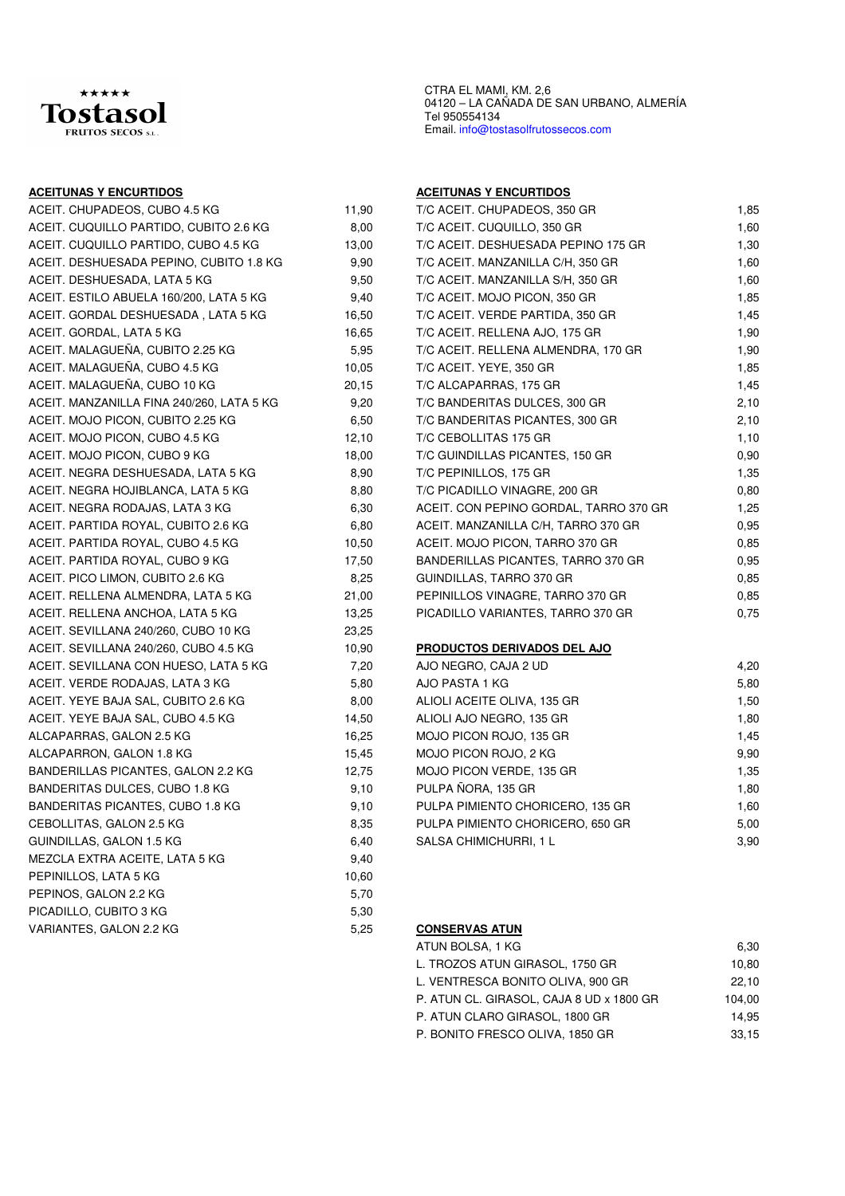**Tostasol**
FRUTOS SECOS S.L.

CTRA EL MAMI, KM. 2,6
04120 – LA CAÑADA DE SAN URBANO, ALMERÍA
Tel 950554134
Email. info@tostasolfrutossecos.com

## ACEITUNAS Y ENCURTIDOS

| Producto | Precio |
|---|---|
| ACEIT. CHUPADEOS, CUBO 4.5 KG | 11,90 |
| ACEIT. CUQUILLO PARTIDO, CUBITO 2.6 KG | 8,00 |
| ACEIT. CUQUILLO PARTIDO, CUBO 4.5 KG | 13,00 |
| ACEIT. DESHUESADA PEPINO, CUBITO 1.8 KG | 9,90 |
| ACEIT. DESHUESADA, LATA 5 KG | 9,50 |
| ACEIT. ESTILO ABUELA 160/200, LATA 5 KG | 9,40 |
| ACEIT. GORDAL DESHUESADA , LATA 5 KG | 16,50 |
| ACEIT. GORDAL, LATA 5 KG | 16,65 |
| ACEIT. MALAGUEÑA, CUBITO 2.25 KG | 5,95 |
| ACEIT. MALAGUEÑA, CUBO 4.5 KG | 10,05 |
| ACEIT. MALAGUEÑA, CUBO 10 KG | 20,15 |
| ACEIT. MANZANILLA FINA 240/260, LATA 5 KG | 9,20 |
| ACEIT. MOJO PICON, CUBITO 2.25 KG | 6,50 |
| ACEIT. MOJO PICON, CUBO 4.5 KG | 12,10 |
| ACEIT. MOJO PICON, CUBO 9 KG | 18,00 |
| ACEIT. NEGRA DESHUESADA, LATA 5 KG | 8,90 |
| ACEIT. NEGRA HOJIBLANCA, LATA 5 KG | 8,80 |
| ACEIT. NEGRA RODAJAS, LATA 3 KG | 6,30 |
| ACEIT. PARTIDA ROYAL, CUBITO 2.6 KG | 6,80 |
| ACEIT. PARTIDA ROYAL, CUBO 4.5 KG | 10,50 |
| ACEIT. PARTIDA ROYAL, CUBO 9 KG | 17,50 |
| ACEIT. PICO LIMON, CUBITO 2.6 KG | 8,25 |
| ACEIT. RELLENA ALMENDRA, LATA 5 KG | 21,00 |
| ACEIT. RELLENA ANCHOA, LATA 5 KG | 13,25 |
| ACEIT. SEVILLANA 240/260, CUBO 10 KG | 23,25 |
| ACEIT. SEVILLANA 240/260, CUBO 4.5 KG | 10,90 |
| ACEIT. SEVILLANA CON HUESO, LATA 5 KG | 7,20 |
| ACEIT. VERDE RODAJAS, LATA 3 KG | 5,80 |
| ACEIT. YEYE BAJA SAL, CUBITO 2.6 KG | 8,00 |
| ACEIT. YEYE BAJA SAL, CUBO 4.5 KG | 14,50 |
| ALCAPARRAS, GALON 2.5 KG | 16,25 |
| ALCAPARRON, GALON 1.8 KG | 15,45 |
| BANDERILLAS PICANTES, GALON 2.2 KG | 12,75 |
| BANDERITAS DULCES, CUBO 1.8 KG | 9,10 |
| BANDERITAS PICANTES, CUBO 1.8 KG | 9,10 |
| CEBOLLITAS, GALON 2.5 KG | 8,35 |
| GUINDILLAS, GALON 1.5 KG | 6,40 |
| MEZCLA EXTRA ACEITE, LATA 5 KG | 9,40 |
| PEPINILLOS, LATA 5 KG | 10,60 |
| PEPINOS, GALON 2.2 KG | 5,70 |
| PICADILLO, CUBITO 3 KG | 5,30 |
| VARIANTES, GALON 2.2 KG | 5,25 |

## ACEITUNAS Y ENCURTIDOS

| Producto | Precio |
|---|---|
| T/C ACEIT. CHUPADEOS, 350 GR | 1,85 |
| T/C ACEIT. CUQUILLO, 350 GR | 1,60 |
| T/C ACEIT. DESHUESADA PEPINO 175 GR | 1,30 |
| T/C ACEIT. MANZANILLA C/H, 350 GR | 1,60 |
| T/C ACEIT. MANZANILLA S/H, 350 GR | 1,60 |
| T/C ACEIT. MOJO PICON, 350 GR | 1,85 |
| T/C ACEIT. VERDE PARTIDA, 350 GR | 1,45 |
| T/C ACEIT. RELLENA AJO, 175 GR | 1,90 |
| T/C ACEIT. RELLENA ALMENDRA, 170 GR | 1,90 |
| T/C ACEIT. YEYE, 350 GR | 1,85 |
| T/C ALCAPARRAS, 175 GR | 1,45 |
| T/C BANDERITAS DULCES, 300 GR | 2,10 |
| T/C BANDERITAS PICANTES, 300 GR | 2,10 |
| T/C CEBOLLITAS 175 GR | 1,10 |
| T/C GUINDILLAS PICANTES, 150 GR | 0,90 |
| T/C PEPINILLOS, 175 GR | 1,35 |
| T/C PICADILLO VINAGRE, 200 GR | 0,80 |
| ACEIT. CON PEPINO GORDAL, TARRO 370 GR | 1,25 |
| ACEIT. MANZANILLA C/H, TARRO 370 GR | 0,95 |
| ACEIT. MOJO PICON, TARRO 370 GR | 0,85 |
| BANDERILLAS PICANTES, TARRO 370 GR | 0,95 |
| GUINDILLAS, TARRO 370 GR | 0,85 |
| PEPINILLOS VINAGRE, TARRO 370 GR | 0,85 |
| PICADILLO VARIANTES, TARRO 370 GR | 0,75 |

## PRODUCTOS DERIVADOS DEL AJO

| Producto | Precio |
|---|---|
| AJO NEGRO, CAJA 2 UD | 4,20 |
| AJO PASTA 1 KG | 5,80 |
| ALIOLI ACEITE OLIVA, 135 GR | 1,50 |
| ALIOLI AJO NEGRO, 135 GR | 1,80 |
| MOJO PICON ROJO, 135 GR | 1,45 |
| MOJO PICON ROJO, 2 KG | 9,90 |
| MOJO PICON VERDE, 135 GR | 1,35 |
| PULPA ÑORA, 135 GR | 1,80 |
| PULPA PIMIENTO CHORICERO, 135 GR | 1,60 |
| PULPA PIMIENTO CHORICERO, 650 GR | 5,00 |
| SALSA CHIMICHURRI, 1 L | 3,90 |

## CONSERVAS ATUN

| Producto | Precio |
|---|---|
| ATUN BOLSA, 1 KG | 6,30 |
| L. TROZOS ATUN GIRASOL, 1750 GR | 10,80 |
| L. VENTRESCA BONITO OLIVA, 900 GR | 22,10 |
| P. ATUN CL. GIRASOL, CAJA 8 UD x 1800 GR | 104,00 |
| P. ATUN CLARO GIRASOL, 1800 GR | 14,95 |
| P. BONITO FRESCO OLIVA, 1850 GR | 33,15 |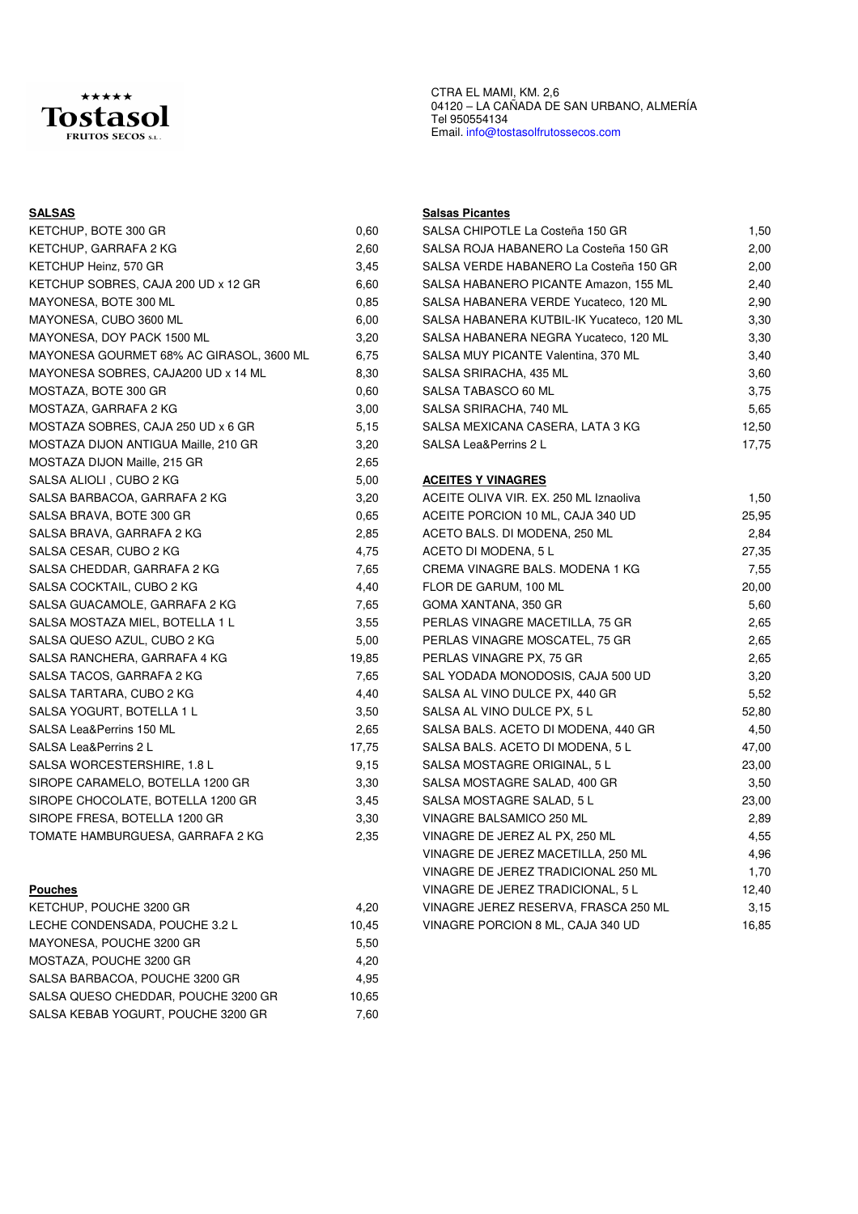**Tostasol FRUTOS SECOS S.L.**

CTRA EL MAMI, KM. 2,6
04120 – LA CAÑADA DE SAN URBANO, ALMERÍA
Tel 950554134
Email. info@tostasolfrutossecos.com

**SALSAS**

| | |
|---|---|
| KETCHUP, BOTE 300 GR | 0,60 |
| KETCHUP, GARRAFA 2 KG | 2,60 |
| KETCHUP Heinz, 570 GR | 3,45 |
| KETCHUP SOBRES, CAJA 200 UD x 12 GR | 6,60 |
| MAYONESA, BOTE 300 ML | 0,85 |
| MAYONESA, CUBO 3600 ML | 6,00 |
| MAYONESA, DOY PACK 1500 ML | 3,20 |
| MAYONESA GOURMET 68% AC GIRASOL, 3600 ML | 6,75 |
| MAYONESA SOBRES, CAJA200 UD x 14 ML | 8,30 |
| MOSTAZA, BOTE 300 GR | 0,60 |
| MOSTAZA, GARRAFA 2 KG | 3,00 |
| MOSTAZA SOBRES, CAJA 250 UD x 6 GR | 5,15 |
| MOSTAZA DIJON ANTIGUA Maille, 210 GR | 3,20 |
| MOSTAZA DIJON Maille, 215 GR | 2,65 |
| SALSA ALIOLI , CUBO 2 KG | 5,00 |
| SALSA BARBACOA, GARRAFA 2 KG | 3,20 |
| SALSA BRAVA, BOTE 300 GR | 0,65 |
| SALSA BRAVA, GARRAFA 2 KG | 2,85 |
| SALSA CESAR, CUBO 2 KG | 4,75 |
| SALSA CHEDDAR, GARRAFA 2 KG | 7,65 |
| SALSA COCKTAIL, CUBO 2 KG | 4,40 |
| SALSA GUACAMOLE, GARRAFA 2 KG | 7,65 |
| SALSA MOSTAZA MIEL, BOTELLA 1 L | 3,55 |
| SALSA QUESO AZUL, CUBO 2 KG | 5,00 |
| SALSA RANCHERA, GARRAFA 4 KG | 19,85 |
| SALSA TACOS, GARRAFA 2 KG | 7,65 |
| SALSA TARTARA, CUBO 2 KG | 4,40 |
| SALSA YOGURT, BOTELLA 1 L | 3,50 |
| SALSA Lea&Perrins 150 ML | 2,65 |
| SALSA Lea&Perrins 2 L | 17,75 |
| SALSA WORCESTERSHIRE, 1.8 L | 9,15 |
| SIROPE CARAMELO, BOTELLA 1200 GR | 3,30 |
| SIROPE CHOCOLATE, BOTELLA 1200 GR | 3,45 |
| SIROPE FRESA, BOTELLA 1200 GR | 3,30 |
| TOMATE HAMBURGUESA, GARRAFA 2 KG | 2,35 |

**Pouches**

| | |
|---|---|
| KETCHUP, POUCHE 3200 GR | 4,20 |
| LECHE CONDENSADA, POUCHE 3.2 L | 10,45 |
| MAYONESA, POUCHE 3200 GR | 5,50 |
| MOSTAZA, POUCHE 3200 GR | 4,20 |
| SALSA BARBACOA, POUCHE 3200 GR | 4,95 |
| SALSA QUESO CHEDDAR, POUCHE 3200 GR | 10,65 |
| SALSA KEBAB YOGURT, POUCHE 3200 GR | 7,60 |

**Salsas Picantes**

| | |
|---|---|
| SALSA CHIPOTLE La Costeña 150 GR | 1,50 |
| SALSA ROJA HABANERO La Costeña 150 GR | 2,00 |
| SALSA VERDE HABANERO La Costeña 150 GR | 2,00 |
| SALSA HABANERO PICANTE Amazon, 155 ML | 2,40 |
| SALSA HABANERA VERDE Yucateco, 120 ML | 2,90 |
| SALSA HABANERA KUTBIL-IK Yucateco, 120 ML | 3,30 |
| SALSA HABANERA NEGRA Yucateco, 120 ML | 3,30 |
| SALSA MUY PICANTE Valentina, 370 ML | 3,40 |
| SALSA SRIRACHA, 435 ML | 3,60 |
| SALSA TABASCO 60 ML | 3,75 |
| SALSA SRIRACHA, 740 ML | 5,65 |
| SALSA MEXICANA CASERA, LATA 3 KG | 12,50 |
| SALSA Lea&Perrins 2 L | 17,75 |

**ACEITES Y VINAGRES**

| | |
|---|---|
| ACEITE OLIVA VIR. EX. 250 ML Iznaoliva | 1,50 |
| ACEITE PORCION 10 ML, CAJA 340 UD | 25,95 |
| ACETO BALS. DI MODENA, 250 ML | 2,84 |
| ACETO DI MODENA, 5 L | 27,35 |
| CREMA VINAGRE BALS. MODENA 1 KG | 7,55 |
| FLOR DE GARUM, 100 ML | 20,00 |
| GOMA XANTANA, 350 GR | 5,60 |
| PERLAS VINAGRE MACETILLA, 75 GR | 2,65 |
| PERLAS VINAGRE MOSCATEL, 75 GR | 2,65 |
| PERLAS VINAGRE PX, 75 GR | 2,65 |
| SAL YODADA MONODOSIS, CAJA 500 UD | 3,20 |
| SALSA AL VINO DULCE PX, 440 GR | 5,52 |
| SALSA AL VINO DULCE PX, 5 L | 52,80 |
| SALSA BALS. ACETO DI MODENA, 440 GR | 4,50 |
| SALSA BALS. ACETO DI MODENA, 5 L | 47,00 |
| SALSA MOSTAGRE ORIGINAL, 5 L | 23,00 |
| SALSA MOSTAGRE SALAD, 400 GR | 3,50 |
| SALSA MOSTAGRE SALAD, 5 L | 23,00 |
| VINAGRE BALSAMICO 250 ML | 2,89 |
| VINAGRE DE JEREZ AL PX, 250 ML | 4,55 |
| VINAGRE DE JEREZ MACETILLA, 250 ML | 4,96 |
| VINAGRE DE JEREZ TRADICIONAL 250 ML | 1,70 |
| VINAGRE DE JEREZ TRADICIONAL, 5 L | 12,40 |
| VINAGRE JEREZ RESERVA, FRASCA 250 ML | 3,15 |
| VINAGRE PORCION 8 ML, CAJA 340 UD | 16,85 |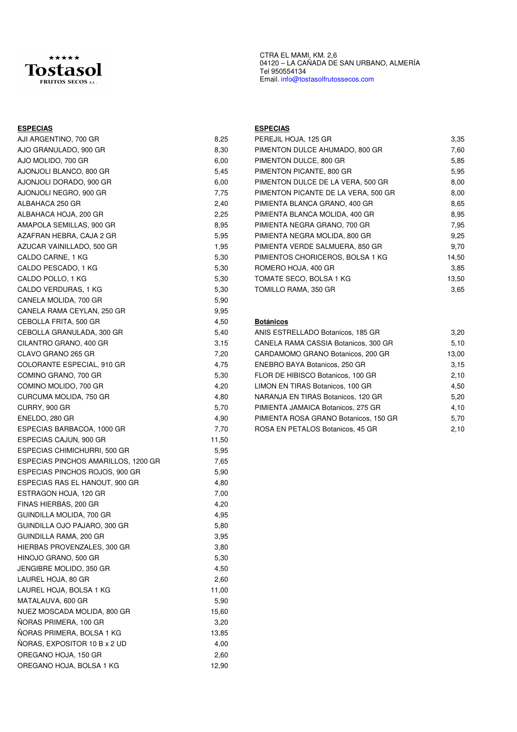**Tostasol**
FRUTOS SECOS S.L.

CTRA EL MAMI, KM. 2,6
04120 – LA CAÑADA DE SAN URBANO, ALMERÍA
Tel 950554134
Email. info@tostasolfrutossecos.com

## ESPECIAS

| Producto | Precio |
|---|---|
| AJI ARGENTINO, 700 GR | 8,25 |
| AJO GRANULADO, 900 GR | 8,30 |
| AJO MOLIDO, 700 GR | 6,00 |
| AJONJOLI BLANCO, 800 GR | 5,45 |
| AJONJOLI DORADO, 900 GR | 6,00 |
| AJONJOLI NEGRO, 900 GR | 7,75 |
| ALBAHACA 250 GR | 2,40 |
| ALBAHACA HOJA, 200 GR | 2,25 |
| AMAPOLA SEMILLAS, 900 GR | 8,95 |
| AZAFRAN HEBRA, CAJA 2 GR | 5,95 |
| AZUCAR VAINILLADO, 500 GR | 1,95 |
| CALDO CARNE, 1 KG | 5,30 |
| CALDO PESCADO, 1 KG | 5,30 |
| CALDO POLLO, 1 KG | 5,30 |
| CALDO VERDURAS, 1 KG | 5,30 |
| CANELA MOLIDA, 700 GR | 5,90 |
| CANELA RAMA CEYLAN, 250 GR | 9,95 |
| CEBOLLA FRITA, 500 GR | 4,50 |
| CEBOLLA GRANULADA, 300 GR | 5,40 |
| CILANTRO GRANO, 400 GR | 3,15 |
| CLAVO GRANO 265 GR | 7,20 |
| COLORANTE ESPECIAL, 910 GR | 4,75 |
| COMINO GRANO, 700 GR | 5,30 |
| COMINO MOLIDO, 700 GR | 4,20 |
| CURCUMA MOLIDA, 750 GR | 4,80 |
| CURRY, 900 GR | 5,70 |
| ENELDO, 280 GR | 4,90 |
| ESPECIAS BARBACOA, 1000 GR | 7,70 |
| ESPECIAS CAJUN, 900 GR | 11,50 |
| ESPECIAS CHIMICHURRI, 500 GR | 5,95 |
| ESPECIAS PINCHOS AMARILLOS, 1200 GR | 7,65 |
| ESPECIAS PINCHOS ROJOS, 900 GR | 5,90 |
| ESPECIAS RAS EL HANOUT, 900 GR | 4,80 |
| ESTRAGON HOJA, 120 GR | 7,00 |
| FINAS HIERBAS, 200 GR | 4,20 |
| GUINDILLA MOLIDA, 700 GR | 4,95 |
| GUINDILLA OJO PAJARO, 300 GR | 5,80 |
| GUINDILLA RAMA, 200 GR | 3,95 |
| HIERBAS PROVENZALES, 300 GR | 3,80 |
| HINOJO GRANO, 500 GR | 5,30 |
| JENGIBRE MOLIDO, 350 GR | 4,50 |
| LAUREL HOJA, 80 GR | 2,60 |
| LAUREL HOJA, BOLSA 1 KG | 11,00 |
| MATALAUVA, 600 GR | 5,90 |
| NUEZ MOSCADA MOLIDA, 800 GR | 15,60 |
| ÑORAS PRIMERA, 100 GR | 3,20 |
| ÑORAS PRIMERA, BOLSA 1 KG | 13,85 |
| ÑORAS, EXPOSITOR 10 B x 2 UD | 4,00 |
| OREGANO HOJA, 150 GR | 2,60 |
| OREGANO HOJA, BOLSA 1 KG | 12,90 |

## ESPECIAS

| Producto | Precio |
|---|---|
| PEREJIL HOJA, 125 GR | 3,35 |
| PIMENTON DULCE AHUMADO, 800 GR | 7,60 |
| PIMENTON DULCE, 800 GR | 5,85 |
| PIMENTON PICANTE, 800 GR | 5,95 |
| PIMENTON DULCE DE LA VERA, 500 GR | 8,00 |
| PIMENTON PICANTE DE LA VERA, 500 GR | 8,00 |
| PIMIENTA BLANCA GRANO, 400 GR | 8,65 |
| PIMIENTA BLANCA MOLIDA, 400 GR | 8,95 |
| PIMIENTA NEGRA GRANO, 700 GR | 7,95 |
| PIMIENTA NEGRA MOLIDA, 800 GR | 9,25 |
| PIMIENTA VERDE SALMUERA, 850 GR | 9,70 |
| PIMIENTOS CHORICEROS, BOLSA 1 KG | 14,50 |
| ROMERO HOJA, 400 GR | 3,85 |
| TOMATE SECO, BOLSA 1 KG | 13,50 |
| TOMILLO RAMA, 350 GR | 3,65 |

## Botánicos

| Producto | Precio |
|---|---|
| ANIS ESTRELLADO Botanicos, 185 GR | 3,20 |
| CANELA RAMA CASSIA Botanicos, 300 GR | 5,10 |
| CARDAMOMO GRANO Botanicos, 200 GR | 13,00 |
| ENEBRO BAYA Botanicos, 250 GR | 3,15 |
| FLOR DE HIBISCO Botanicos, 100 GR | 2,10 |
| LIMON EN TIRAS Botanicos, 100 GR | 4,50 |
| NARANJA EN TIRAS Botanicos, 120 GR | 5,20 |
| PIMIENTA JAMAICA Botanicos, 275 GR | 4,10 |
| PIMIENTA ROSA GRANO Botanicos, 150 GR | 5,70 |
| ROSA EN PETALOS Botanicos, 45 GR | 2,10 |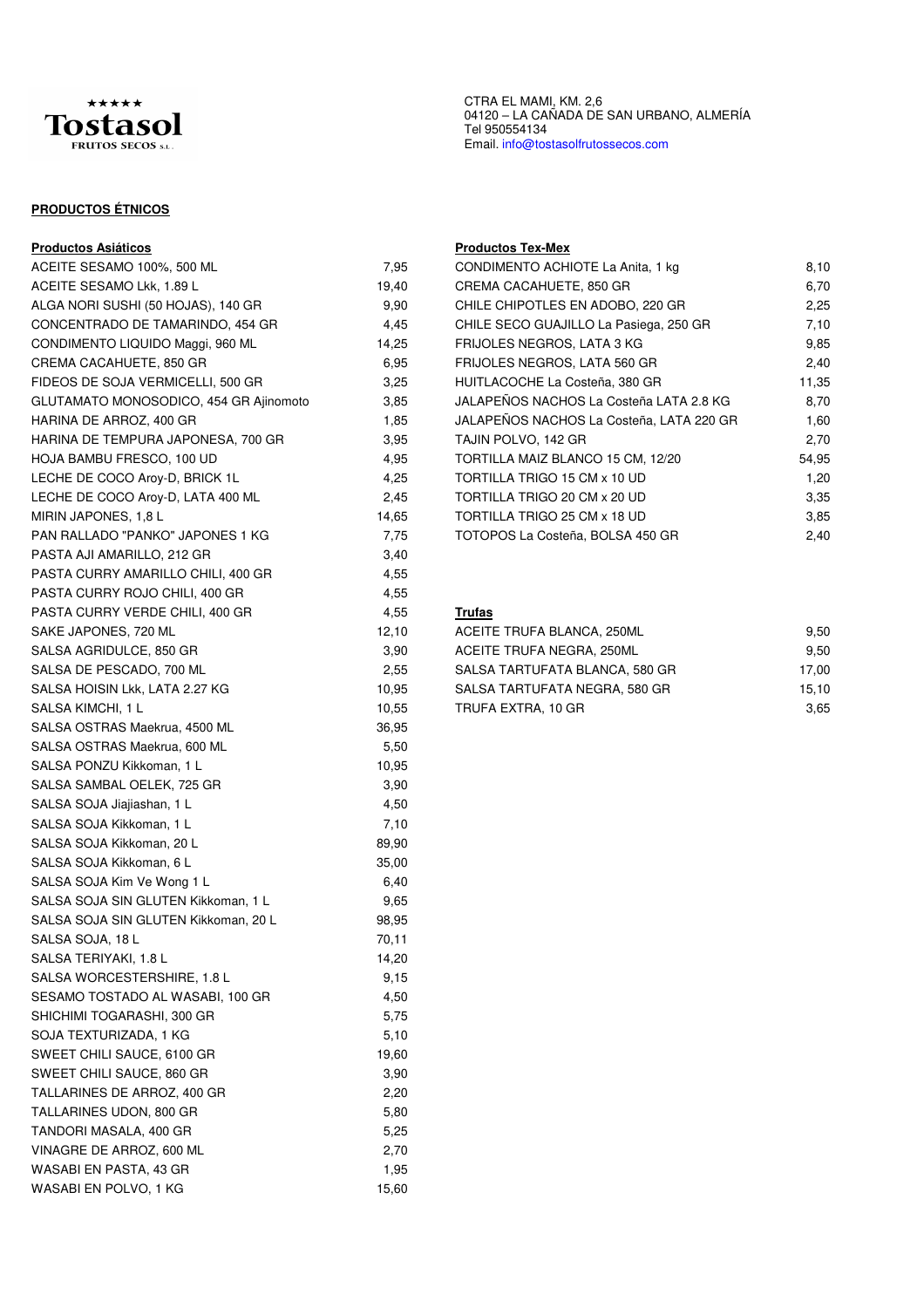**Tostasol**
FRUTOS SECOS S.L.

CTRA EL MAMI, KM. 2,6
04120 – LA CAÑADA DE SAN URBANO, ALMERÍA
Tel 950554134
Email. info@tostasolfrutossecos.com

## PRODUCTOS ÉTNICOS

### Productos Asiáticos

| Producto | Precio |
|---|---|
| ACEITE SESAMO 100%, 500 ML | 7,95 |
| ACEITE SESAMO Lkk, 1.89 L | 19,40 |
| ALGA NORI SUSHI (50 HOJAS), 140 GR | 9,90 |
| CONCENTRADO DE TAMARINDO, 454 GR | 4,45 |
| CONDIMENTO LIQUIDO Maggi, 960 ML | 14,25 |
| CREMA CACAHUETE, 850 GR | 6,95 |
| FIDEOS DE SOJA VERMICELLI, 500 GR | 3,25 |
| GLUTAMATO MONOSODICO, 454 GR Ajinomoto | 3,85 |
| HARINA DE ARROZ, 400 GR | 1,85 |
| HARINA DE TEMPURA JAPONESA, 700 GR | 3,95 |
| HOJA BAMBU FRESCO, 100 UD | 4,95 |
| LECHE DE COCO Aroy-D, BRICK 1L | 4,25 |
| LECHE DE COCO Aroy-D, LATA 400 ML | 2,45 |
| MIRIN JAPONES, 1,8 L | 14,65 |
| PAN RALLADO "PANKO" JAPONES 1 KG | 7,75 |
| PASTA AJI AMARILLO, 212 GR | 3,40 |
| PASTA CURRY AMARILLO CHILI, 400 GR | 4,55 |
| PASTA CURRY ROJO CHILI, 400 GR | 4,55 |
| PASTA CURRY VERDE CHILI, 400 GR | 4,55 |
| SAKE JAPONES, 720 ML | 12,10 |
| SALSA AGRIDULCE, 850 GR | 3,90 |
| SALSA DE PESCADO, 700 ML | 2,55 |
| SALSA HOISIN Lkk, LATA 2.27 KG | 10,95 |
| SALSA KIMCHI, 1 L | 10,55 |
| SALSA OSTRAS Maekrua, 4500 ML | 36,95 |
| SALSA OSTRAS Maekrua, 600 ML | 5,50 |
| SALSA PONZU Kikkoman, 1 L | 10,95 |
| SALSA SAMBAL OELEK, 725 GR | 3,90 |
| SALSA SOJA Jiajiashan, 1 L | 4,50 |
| SALSA SOJA Kikkoman, 1 L | 7,10 |
| SALSA SOJA Kikkoman, 20 L | 89,90 |
| SALSA SOJA Kikkoman, 6 L | 35,00 |
| SALSA SOJA Kim Ve Wong 1 L | 6,40 |
| SALSA SOJA SIN GLUTEN Kikkoman, 1 L | 9,65 |
| SALSA SOJA SIN GLUTEN Kikkoman, 20 L | 98,95 |
| SALSA SOJA, 18 L | 70,11 |
| SALSA TERIYAKI, 1.8 L | 14,20 |
| SALSA WORCESTERSHIRE, 1.8 L | 9,15 |
| SESAMO TOSTADO AL WASABI, 100 GR | 4,50 |
| SHICHIMI TOGARASHI, 300 GR | 5,75 |
| SOJA TEXTURIZADA, 1 KG | 5,10 |
| SWEET CHILI SAUCE, 6100 GR | 19,60 |
| SWEET CHILI SAUCE, 860 GR | 3,90 |
| TALLARINES DE ARROZ, 400 GR | 2,20 |
| TALLARINES UDON, 800 GR | 5,80 |
| TANDORI MASALA, 400 GR | 5,25 |
| VINAGRE DE ARROZ, 600 ML | 2,70 |
| WASABI EN PASTA, 43 GR | 1,95 |
| WASABI EN POLVO, 1 KG | 15,60 |

### Productos Tex-Mex

| Producto | Precio |
|---|---|
| CONDIMENTO ACHIOTE La Anita, 1 kg | 8,10 |
| CREMA CACAHUETE, 850 GR | 6,70 |
| CHILE CHIPOTLES EN ADOBO, 220 GR | 2,25 |
| CHILE SECO GUAJILLO La Pasiega, 250 GR | 7,10 |
| FRIJOLES NEGROS, LATA 3 KG | 9,85 |
| FRIJOLES NEGROS, LATA 560 GR | 2,40 |
| HUITLACOCHE La Costeña, 380 GR | 11,35 |
| JALAPEÑOS NACHOS La Costeña LATA 2.8 KG | 8,70 |
| JALAPEÑOS NACHOS La Costeña, LATA 220 GR | 1,60 |
| TAJIN POLVO, 142 GR | 2,70 |
| TORTILLA MAIZ BLANCO 15 CM, 12/20 | 54,95 |
| TORTILLA TRIGO 15 CM x 10 UD | 1,20 |
| TORTILLA TRIGO 20 CM x 20 UD | 3,35 |
| TORTILLA TRIGO 25 CM x 18 UD | 3,85 |
| TOTOPOS La Costeña, BOLSA 450 GR | 2,40 |

### Trufas

| Producto | Precio |
|---|---|
| ACEITE TRUFA BLANCA, 250ML | 9,50 |
| ACEITE TRUFA NEGRA, 250ML | 9,50 |
| SALSA TARTUFATA BLANCA, 580 GR | 17,00 |
| SALSA TARTUFATA NEGRA, 580 GR | 15,10 |
| TRUFA EXTRA, 10 GR | 3,65 |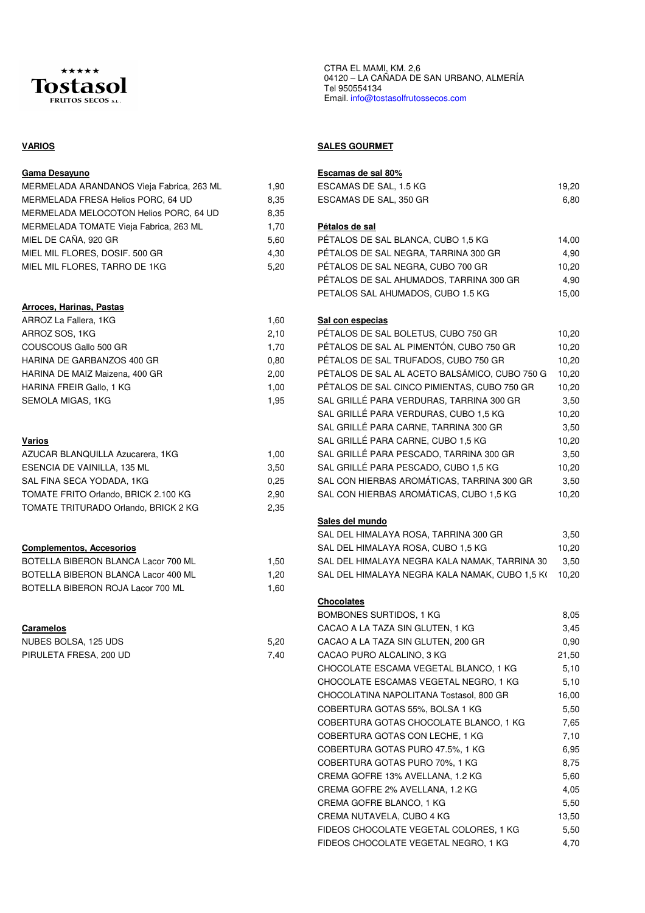**Tostasol**
FRUTOS SECOS S.L.

CTRA EL MAMI, KM. 2,6
04120 – LA CAÑADA DE SAN URBANO, ALMERÍA
Tel 950554134
Email. info@tostasolfrutossecos.com

## VARIOS

### Gama Desayuno

| | |
|---|---|
| MERMELADA ARANDANOS Vieja Fabrica, 263 ML | 1,90 |
| MERMELADA FRESA Helios PORC, 64 UD | 8,35 |
| MERMELADA MELOCOTON Helios PORC, 64 UD | 8,35 |
| MERMELADA TOMATE Vieja Fabrica, 263 ML | 1,70 |
| MIEL DE CAÑA, 920 GR | 5,60 |
| MIEL MIL FLORES, DOSIF. 500 GR | 4,30 |
| MIEL MIL FLORES, TARRO DE 1KG | 5,20 |

### Arroces, Harinas, Pastas

| | |
|---|---|
| ARROZ La Fallera, 1KG | 1,60 |
| ARROZ SOS, 1KG | 2,10 |
| COUSCOUS Gallo 500 GR | 1,70 |
| HARINA DE GARBANZOS 400 GR | 0,80 |
| HARINA DE MAIZ Maizena, 400 GR | 2,00 |
| HARINA FREIR Gallo, 1 KG | 1,00 |
| SEMOLA MIGAS, 1KG | 1,95 |

### Varios

| | |
|---|---|
| AZUCAR BLANQUILLA Azucarera, 1KG | 1,00 |
| ESENCIA DE VAINILLA, 135 ML | 3,50 |
| SAL FINA SECA YODADA, 1KG | 0,25 |
| TOMATE FRITO Orlando, BRICK 2.100 KG | 2,90 |
| TOMATE TRITURADO Orlando, BRICK 2 KG | 2,35 |

### Complementos, Accesorios

| | |
|---|---|
| BOTELLA BIBERON BLANCA Lacor 700 ML | 1,50 |
| BOTELLA BIBERON BLANCA Lacor 400 ML | 1,20 |
| BOTELLA BIBERON ROJA Lacor 700 ML | 1,60 |

### Caramelos

| | |
|---|---|
| NUBES BOLSA, 125 UDS | 5,20 |
| PIRULETA FRESA, 200 UD | 7,40 |

## SALES GOURMET

### Escamas de sal 80%

| | |
|---|---|
| ESCAMAS DE SAL, 1.5 KG | 19,20 |
| ESCAMAS DE SAL, 350 GR | 6,80 |

### Pétalos de sal

| | |
|---|---|
| PÉTALOS DE SAL BLANCA, CUBO 1,5 KG | 14,00 |
| PÉTALOS DE SAL NEGRA, TARRINA 300 GR | 4,90 |
| PÉTALOS DE SAL NEGRA, CUBO 700 GR | 10,20 |
| PÉTALOS DE SAL AHUMADOS, TARRINA 300 GR | 4,90 |
| PETALOS SAL AHUMADOS, CUBO 1.5 KG | 15,00 |

### Sal con especias

| | |
|---|---|
| PÉTALOS DE SAL BOLETUS, CUBO 750 GR | 10,20 |
| PÉTALOS DE SAL AL PIMENTÓN, CUBO 750 GR | 10,20 |
| PÉTALOS DE SAL TRUFADOS, CUBO 750 GR | 10,20 |
| PÉTALOS DE SAL AL ACETO BALSÁMICO, CUBO 750 G | 10,20 |
| PÉTALOS DE SAL CINCO PIMIENTAS, CUBO 750 GR | 10,20 |
| SAL GRILLÉ PARA VERDURAS, TARRINA 300 GR | 3,50 |
| SAL GRILLÉ PARA VERDURAS, CUBO 1,5 KG | 10,20 |
| SAL GRILLÉ PARA CARNE, TARRINA 300 GR | 3,50 |
| SAL GRILLÉ PARA CARNE, CUBO 1,5 KG | 10,20 |
| SAL GRILLÉ PARA PESCADO, TARRINA 300 GR | 3,50 |
| SAL GRILLÉ PARA PESCADO, CUBO 1,5 KG | 10,20 |
| SAL CON HIERBAS AROMÁTICAS, TARRINA 300 GR | 3,50 |
| SAL CON HIERBAS AROMÁTICAS, CUBO 1,5 KG | 10,20 |

### Sales del mundo

| | |
|---|---|
| SAL DEL HIMALAYA ROSA, TARRINA 300 GR | 3,50 |
| SAL DEL HIMALAYA ROSA, CUBO 1,5 KG | 10,20 |
| SAL DEL HIMALAYA NEGRA KALA NAMAK, TARRINA 30 | 3,50 |
| SAL DEL HIMALAYA NEGRA KALA NAMAK, CUBO 1,5 K( | 10,20 |

### Chocolates

| | |
|---|---|
| BOMBONES SURTIDOS, 1 KG | 8,05 |
| CACAO A LA TAZA SIN GLUTEN, 1 KG | 3,45 |
| CACAO A LA TAZA SIN GLUTEN, 200 GR | 0,90 |
| CACAO PURO ALCALINO, 3 KG | 21,50 |
| CHOCOLATE ESCAMA VEGETAL BLANCO, 1 KG | 5,10 |
| CHOCOLATE ESCAMAS VEGETAL NEGRO, 1 KG | 5,10 |
| CHOCOLATINA NAPOLITANA Tostasol, 800 GR | 16,00 |
| COBERTURA GOTAS 55%, BOLSA 1 KG | 5,50 |
| COBERTURA GOTAS CHOCOLATE BLANCO, 1 KG | 7,65 |
| COBERTURA GOTAS CON LECHE, 1 KG | 7,10 |
| COBERTURA GOTAS PURO 47.5%, 1 KG | 6,95 |
| COBERTURA GOTAS PURO 70%, 1 KG | 8,75 |
| CREMA GOFRE 13% AVELLANA, 1.2 KG | 5,60 |
| CREMA GOFRE 2% AVELLANA, 1.2 KG | 4,05 |
| CREMA GOFRE BLANCO, 1 KG | 5,50 |
| CREMA NUTAVELA, CUBO 4 KG | 13,50 |
| FIDEOS CHOCOLATE VEGETAL COLORES, 1 KG | 5,50 |
| FIDEOS CHOCOLATE VEGETAL NEGRO, 1 KG | 4,70 |